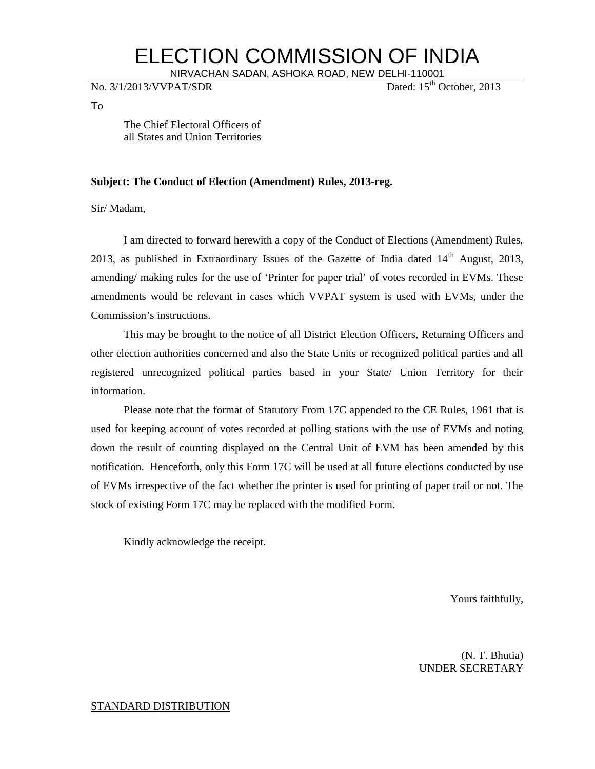# ELECTION COMMISSION OF INDIA

NIRVACHAN SADAN, ASHOKA ROAD, NEW DELHI-110001

No. 3/1/2013/VVPAT/SDR                                        Dated: 15th October, 2013

To

The Chief Electoral Officers of
all States and Union Territories

**Subject: The Conduct of Election (Amendment) Rules, 2013-reg.**

Sir/ Madam,

I am directed to forward herewith a copy of the Conduct of Elections (Amendment) Rules, 2013, as published in Extraordinary Issues of the Gazette of India dated 14th August, 2013, amending/ making rules for the use of 'Printer for paper trial' of votes recorded in EVMs. These amendments would be relevant in cases which VVPAT system is used with EVMs, under the Commission's instructions.

This may be brought to the notice of all District Election Officers, Returning Officers and other election authorities concerned and also the State Units or recognized political parties and all registered unrecognized political parties based in your State/ Union Territory for their information.

Please note that the format of Statutory From 17C appended to the CE Rules, 1961 that is used for keeping account of votes recorded at polling stations with the use of EVMs and noting down the result of counting displayed on the Central Unit of EVM has been amended by this notification. Henceforth, only this Form 17C will be used at all future elections conducted by use of EVMs irrespective of the fact whether the printer is used for printing of paper trail or not. The stock of existing Form 17C may be replaced with the modified Form.

Kindly acknowledge the receipt.

Yours faithfully,

(N. T. Bhutia)
UNDER SECRETARY

STANDARD DISTRIBUTION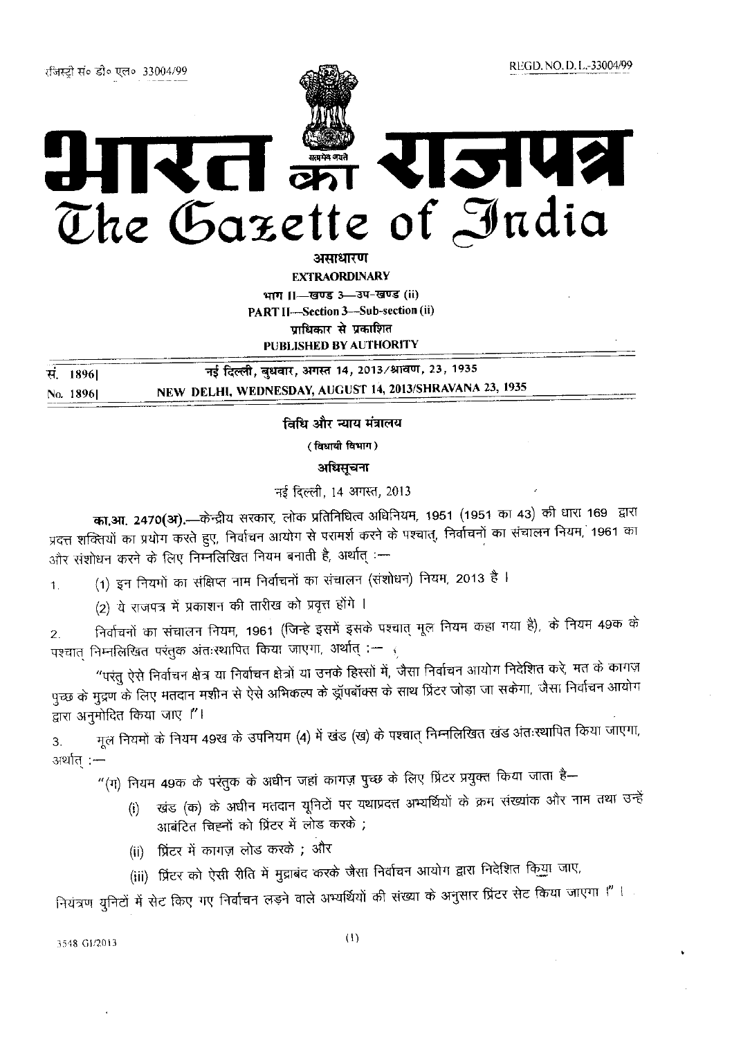रजिस्ट्री सं० डी० एल० 33004/99 REGD. NO. D. L.-33004/99

# भारत का राजपत्र
# The Gazette of India

**असाधारण**

**EXTRAORDINARY**

**भाग II—खण्ड 3—उप-खण्ड (ii)**

**PART II—Section 3—Sub-section (ii)**

**प्राधिकार से प्रकाशित**

**PUBLISHED BY AUTHORITY**

| | |
|---|---|
| सं. 1896] | नई दिल्ली, बुधवार, अगस्त 14, 2013/श्रावण, 23, 1935 |
| No. 1896] | NEW DELHI, WEDNESDAY, AUGUST 14, 2013/SHRAVANA 23, 1935 |

## विधि और न्याय मंत्रालय

**(विधायी विभाग)**

**अधिसूचना**

नई दिल्ली, 14 अगस्त, 2013

**का.आ. 2470(अ).**—केन्द्रीय सरकार, लोक प्रतिनिधित्व अधिनियम, 1951 (1951 का 43) की धारा 169 द्वारा प्रदत्त शक्तियों का प्रयोग करते हुए, निर्वाचन आयोग से परामर्श करने के पश्चात्, निर्वाचनों का संचालन नियम, 1961 का और संशोधन करने के लिए निम्नलिखित नियम बनाती है, अर्थात् :—

1. (1) इन नियमों का संक्षिप्त नाम निर्वाचनों का संचालन (संशोधन) नियम, 2013 है ।

   (2) ये राजपत्र में प्रकाशन की तारीख को प्रवृत्त होंगे ।

2. निर्वाचनों का संचालन नियम, 1961 (जिन्हें इसमें इसके पश्चात् मूल नियम कहा गया है), के नियम 49क के पश्चात् निम्नलिखित परंतुक अंतःस्थापित किया जाएगा, अर्थात् :—

   "परंतु ऐसे निर्वाचन क्षेत्र या निर्वाचन क्षेत्रों या उनके हिस्सों में, जैसा निर्वाचन आयोग निदेशित करे, मत के कागज़ पुच्छ के मुद्रण के लिए मतदान मशीन से ऐसे अभिकल्प के ड्रॉपबॉक्स के साथ प्रिंटर जोड़ा जा सकेगा, जैसा निर्वाचन आयोग द्वारा अनुमोदित किया जाए ।"।

3. मूल नियमों के नियम 49ख के उपनियम (4) में खंड (ख) के पश्चात् निम्नलिखित खंड अंतःस्थापित किया जाएगा, अर्थात् :—

   "(ग) नियम 49क के परंतुक के अधीन जहां कागज़ पुच्छ के लिए प्रिंटर प्रयुक्त किया जाता है—

   (i) खंड (क) के अधीन मतदान यूनिटों पर यथाप्रदत्त अभ्यर्थियों के क्रम संख्यांक और नाम तथा उन्हें आबंटित चिह्नों को प्रिंटर में लोड करके ;

   (ii) प्रिंटर में कागज़ लोड करके ; और

   (iii) प्रिंटर को ऐसी रीति में मुद्राबंद करके जैसा निर्वाचन आयोग द्वारा निदेशित किया जाए,

   नियंत्रण यूनिटों में सेट किए गए निर्वाचन लड़ने वाले अभ्यर्थियों की संख्या के अनुसार प्रिंटर सेट किया जाएगा ।" ।

3548 GI/2013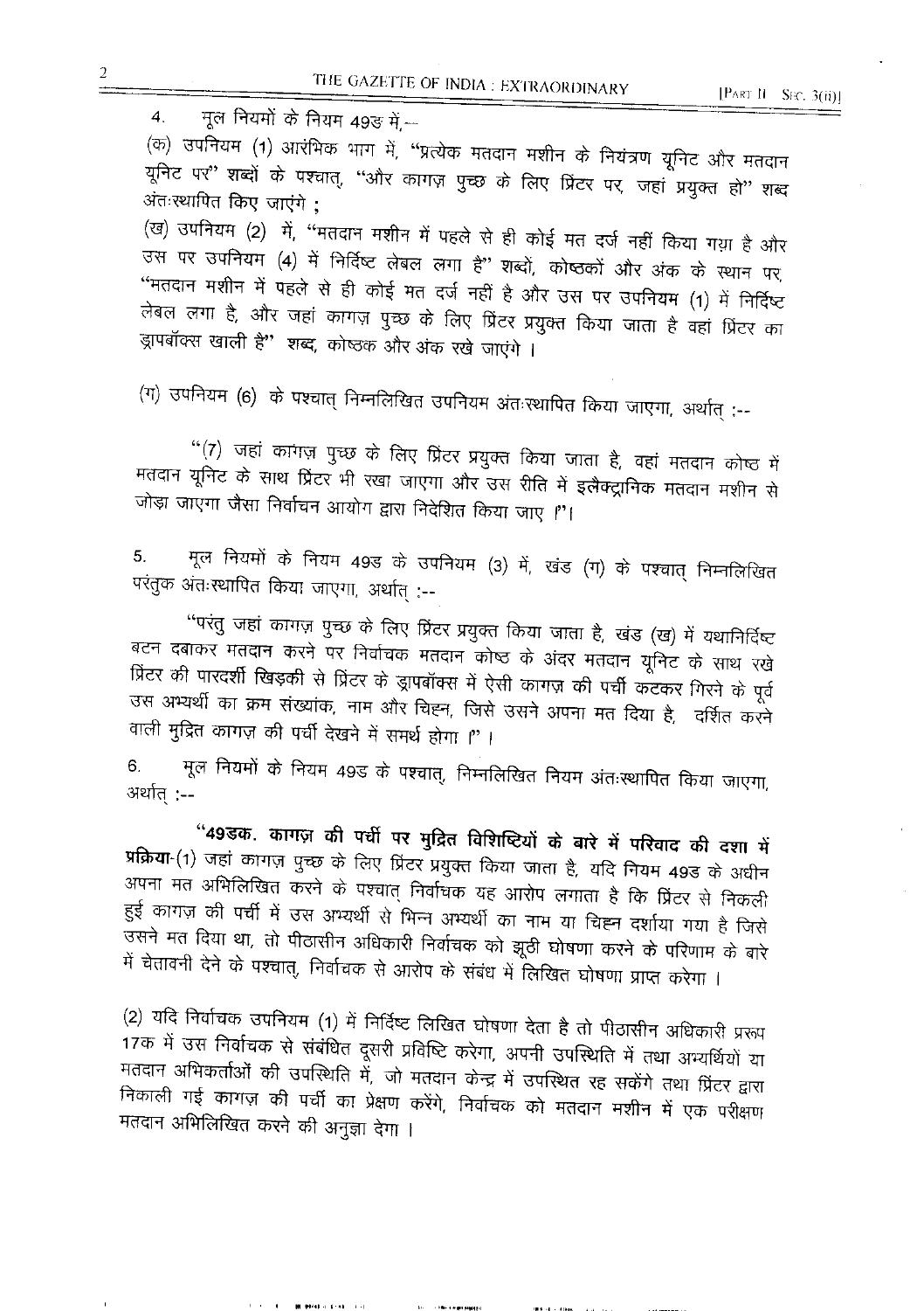4. मूल नियमों के नियम 49ङ में,—

(क) उपनियम (1) आरंभिक भाग में, "प्रत्येक मतदान मशीन के नियंत्रण यूनिट और मतदान यूनिट पर" शब्दों के पश्चात्, "और कागज़ पुच्छ के लिए प्रिंटर पर, जहां प्रयुक्त हो" शब्द अंतःस्थापित किए जाएंगे ;

(ख) उपनियम (2) में, "मतदान मशीन में पहले से ही कोई मत दर्ज नहीं किया गया है और उस पर उपनियम (4) में निर्दिष्ट लेबल लगा है" शब्दों, कोष्ठकों और अंक के स्थान पर, "मतदान मशीन में पहले से ही कोई मत दर्ज नहीं है और उस पर उपनियम (1) में निर्दिष्ट लेबल लगा है, और जहां कागज़ पुच्छ के लिए प्रिंटर प्रयुक्त किया जाता है वहां प्रिंटर का ड्रापबॉक्स खाली है" शब्द, कोष्ठक और अंक रखे जाएंगे ।

(ग) उपनियम (6) के पश्चात् निम्नलिखित उपनियम अंतःस्थापित किया जाएगा, अर्थात् :--

"(7) जहां कागज़ पुच्छ के लिए प्रिंटर प्रयुक्त किया जाता है, वहां मतदान कोष्ठ में मतदान यूनिट के साथ प्रिंटर भी रखा जाएगा और उस रीति में इलैक्ट्रानिक मतदान मशीन से जोड़ा जाएगा जैसा निर्वाचन आयोग द्वारा निदेशित किया जाए ।"।

5. मूल नियमों के नियम 49ङ के उपनियम (3) में, खंड (ग) के पश्चात् निम्नलिखित परंतुक अंतःस्थापित किया जाएगा, अर्थात् :--

"परंतु जहां कागज़ पुच्छ के लिए प्रिंटर प्रयुक्त किया जाता है, खंड (ख) में यथानिर्दिष्ट बटन दबाकर मतदान करने पर निर्वाचक मतदान कोष्ठ के अंदर मतदान यूनिट के साथ रखे प्रिंटर की पारदर्शी खिड़की से प्रिंटर के ड्रापबॉक्स में ऐसी कागज़ की पर्ची कटकर गिरने के पूर्व उस अभ्यर्थी का क्रम संख्यांक, नाम और चिह्न, जिसे उसने अपना मत दिया है, दर्शित करने वाली मुद्रित कागज़ की पर्ची देखने में समर्थ होगा ।" ।

6. मूल नियमों के नियम 49ङ के पश्चात्, निम्नलिखित नियम अंतःस्थापित किया जाएगा, अर्थात् :--

"**49ङक. कागज़ की पर्ची पर मुद्रित विशिष्टियों के बारे में परिवाद की दशा में प्रक्रिया**-(1) जहां कागज़ पुच्छ के लिए प्रिंटर प्रयुक्त किया जाता है, यदि नियम 49ङ के अधीन अपना मत अभिलिखित करने के पश्चात् निर्वाचक यह आरोप लगाता है कि प्रिंटर से निकली हुई कागज़ की पर्ची में उस अभ्यर्थी से भिन्न अभ्यर्थी का नाम या चिह्न दर्शाया गया है जिसे उसने मत दिया था, तो पीठासीन अधिकारी निर्वाचक को झूठी घोषणा करने के परिणाम के बारे में चेतावनी देने के पश्चात्, निर्वाचक से आरोप के संबंध में लिखित घोषणा प्राप्त करेगा ।

(2) यदि निर्वाचक उपनियम (1) में निर्दिष्ट लिखित घोषणा देता है तो पीठासीन अधिकारी प्ररूप 17क में उस निर्वाचक से संबंधित दूसरी प्रविष्टि करेगा, अपनी उपस्थिति में तथा अभ्यर्थियों या मतदान अभिकर्ताओं की उपस्थिति में, जो मतदान केन्द्र में उपस्थित रह सकेंगे तथा प्रिंटर द्वारा निकाली गई कागज़ की पर्ची का प्रेक्षण करेंगे, निर्वाचक को मतदान मशीन में एक परीक्षण मतदान अभिलिखित करने की अनुज्ञा देगा ।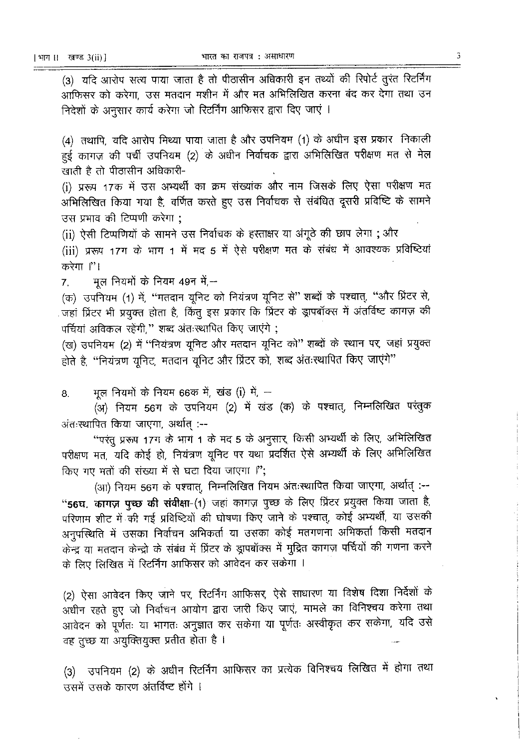(3) यदि आरोप सत्य पाया जाता है तो पीठासीन अधिकारी इन तथ्यों की रिपोर्ट तुरंत रिटर्निंग आफिसर को करेगा, उस मतदान मशीन में और मत अभिलिखित करना बंद कर देगा तथा उन निदेशों के अनुसार कार्य करेगा जो रिटर्निंग आफिसर द्वारा दिए जाएं ।

(4) तथापि, यदि आरोप मिथ्या पाया जाता है और उपनियम (1) के अधीन इस प्रकार निकाली हुई कागज़ की पर्ची उपनियम (2) के अधीन निर्वाचक द्वारा अभिलिखित परीक्षण मत से मेल खाती है तो पीठासीन अधिकारी-

(i) प्ररूप 17क में उस अभ्यर्थी का क्रम संख्यांक और नाम जिसके लिए ऐसा परीक्षण मत अभिलिखित किया गया है, वर्णित करते हुए उस निर्वाचक से संबंधित दूसरी प्रविष्टि के सामने उस प्रभाव की टिप्पणी करेगा ;

(ii) ऐसी टिप्पणियों के सामने उस निर्वाचक के हस्ताक्षर या अंगूठे की छाप लेगा ; और

(iii) प्ररूप 17ग के भाग 1 में मद 5 में ऐसे परीक्षण मत के संबंध में आवश्यक प्रविष्टियां करेगा ।"।

7. मूल नियमों के नियम 49न में,--

(क) उपनियम (1) में, "मतदान यूनिट को नियंत्रण यूनिट से" शब्दों के पश्चात्, "और प्रिंटर से, जहां प्रिंटर भी प्रयुक्त होता है, किंतु इस प्रकार कि प्रिंटर के ड्रापबॉक्स में अंतर्विष्ट कागज़ की पर्चियां अविकल रहेंगी," शब्द अंतःस्थापित किए जाएंगे ;

(ख) उपनियम (2) में "नियंत्रण यूनिट और मतदान यूनिट को" शब्दों के स्थान पर, जहां प्रयुक्त होते है, "नियंत्रण यूनिट, मतदान यूनिट और प्रिंटर को, शब्द अंतःस्थापित किए जाएंगे"

8. मूल नियमों के नियम 66क में, खंड (i) में, --

(अ) नियम 56ग के उपनियम (2) में खंड (क) के पश्चात्, निम्नलिखित परंतुक अंतःस्थापित किया जाएगा, अर्थात् :--

"परंतु प्ररूप 17ग के भाग 1 के मद 5 के अनुसार, किसी अभ्यर्थी के लिए, अभिलिखित परीक्षण मत, यदि कोई हो, नियंत्रण यूनिट पर यथा प्रदर्शित ऐसे अभ्यर्थी के लिए अभिलिखित किए गए मतों की संख्या में से घटा दिया जाएगा ।";

(आ) नियम 56ग के पश्चात्, निम्नलिखित नियम अंतःस्थापित किया जाएगा, अर्थात् :--

"**56घ. कागज़ पुच्छ की संवीक्षा**-(1) जहां कागज़ पुच्छ के लिए प्रिंटर प्रयुक्त किया जाता है, परिणाम शीट में की गई प्रविष्टियों की घोषणा किए जाने के पश्चात्, कोई अभ्यर्थी, या उसकी अनुपस्थिति में उसका निर्वाचन अभिकर्ता या उसका कोई मतगणना अभिकर्ता किसी मतदान केन्द्र या मतदान केन्द्रों के संबंध में प्रिंटर के ड्रापबॉक्स में मुद्रित कागज़ पर्चियों की गणना करने के लिए लिखित में रिटर्निंग आफिसर को आवेदन कर सकेगा ।

(2) ऐसा आवेदन किए जाने पर, रिटर्निंग आफिसर, ऐसे साधारण या विशेष दिशा निर्देशों के अधीन रहते हुए जो निर्वाचन आयोग द्वारा जारी किए जाएं, मामले का विनिश्चय करेगा तथा आवेदन को पूर्णतः या भागतः अनुज्ञात कर सकेगा या पूर्णतः अस्वीकृत कर सकेगा, यदि उसे वह तुच्छ या अयुक्तियुक्त प्रतीत होता है ।

(3) उपनियम (2) के अधीन रिटर्निंग आफिसर का प्रत्येक विनिश्चय लिखित में होगा तथा उसमें उसके कारण अंतर्विष्ट होंगे ।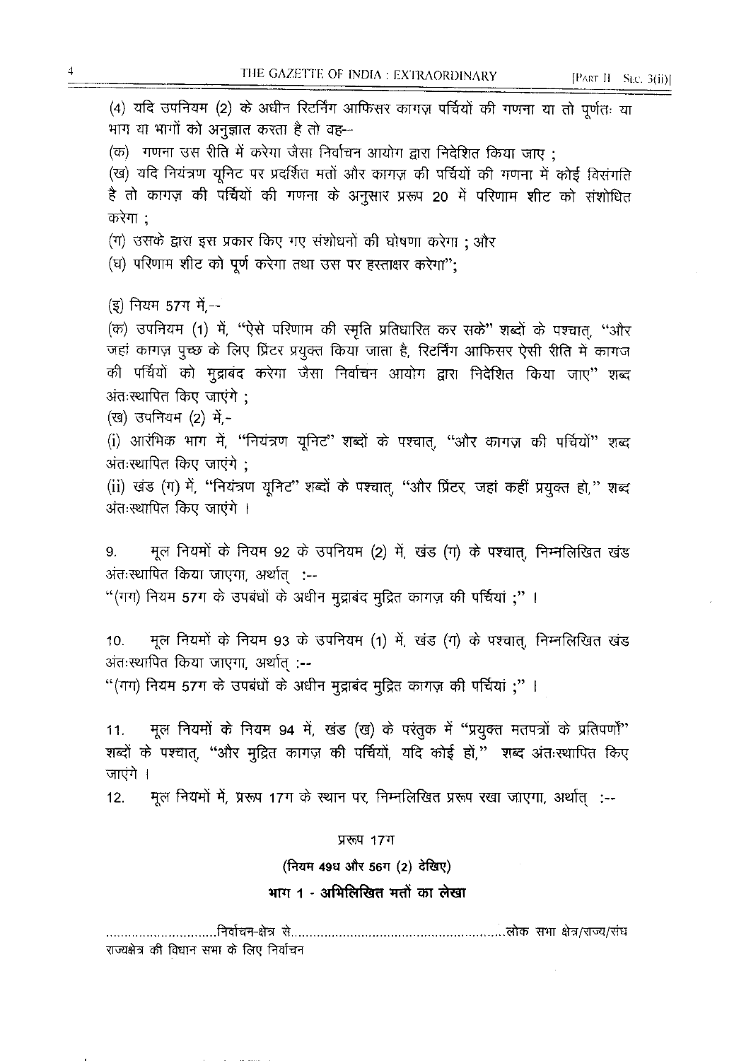(4) यदि उपनियम (2) के अधीन रिटर्निंग आफिसर कागज़ पर्चियों की गणना या तो पूर्णतः या भाग या भागों को अनुज्ञात करता है तो वह--

(क) गणना उस रीति में करेगा जैसा निर्वाचन आयोग द्वारा निदेशित किया जाए ;

(ख) यदि नियंत्रण यूनिट पर प्रदर्शित मतों और कागज़ की पर्चियों की गणना में कोई विसंगति है तो कागज़ की पर्चियों की गणना के अनुसार प्ररूप 20 में परिणाम शीट को संशोधित करेगा ;

(ग) उसके द्वारा इस प्रकार किए गए संशोधनों की घोषणा करेगा ; और

(घ) परिणाम शीट को पूर्ण करेगा तथा उस पर हस्ताक्षर करेगा";

(ङ) नियम 57ग में,--

(क) उपनियम (1) में, "ऐसे परिणाम की स्मृति प्रतिधारित कर सके" शब्दों के पश्चात्, "और जहां कागज़ पुच्छ के लिए प्रिंटर प्रयुक्त किया जाता है, रिटर्निंग आफिसर ऐसी रीति में कागज की पर्चियों को मुद्राबंद करेगा जैसा निर्वाचन आयोग द्वारा निदेशित किया जाए" शब्द अंतःस्थापित किए जाएंगे ;

(ख) उपनियम (2) में,-

(i) आरंभिक भाग में, "नियंत्रण यूनिट" शब्दों के पश्चात्, "और कागज़ की पर्चियों" शब्द अंतःस्थापित किए जाएंगे ;

(ii) खंड (ग) में, "नियंत्रण यूनिट" शब्दों के पश्चात्, "और प्रिंटर, जहां कहीं प्रयुक्त हो," शब्द अंतःस्थापित किए जाएंगे ।

9. मूल नियमों के नियम 92 के उपनियम (2) में, खंड (ग) के पश्चात्, निम्नलिखित खंड अंतःस्थापित किया जाएगा, अर्थात् :--

"(गग) नियम 57ग के उपबंधों के अधीन मुद्राबंद मुद्रित कागज़ की पर्चियां ;" ।

10. मूल नियमों के नियम 93 के उपनियम (1) में, खंड (ग) के पश्चात्, निम्नलिखित खंड अंतःस्थापित किया जाएगा, अर्थात् :--

"(गग) नियम 57ग के उपबंधों के अधीन मुद्राबंद मुद्रित कागज़ की पर्चियां ;" ।

11. मूल नियमों के नियम 94 में, खंड (ख) के परंतुक में "प्रयुक्त मतपत्रों के प्रतिपर्णों" शब्दों के पश्चात्, "और मुद्रित कागज़ की पर्चियों, यदि कोई हों," शब्द अंतःस्थापित किए जाएंगे ।

12. मूल नियमों में, प्ररूप 17ग के स्थान पर, निम्नलिखित प्ररूप रखा जाएगा, अर्थात् :--

### प्ररूप 17ग

**(नियम 49ध और 56ग (2) देखिए)**

**भाग 1 - अभिलिखित मतों का लेखा**

..............................निर्वाचन-क्षेत्र से........................................................लोक सभा क्षेत्र/राज्य/संघ राज्यक्षेत्र की विधान सभा के लिए निर्वाचन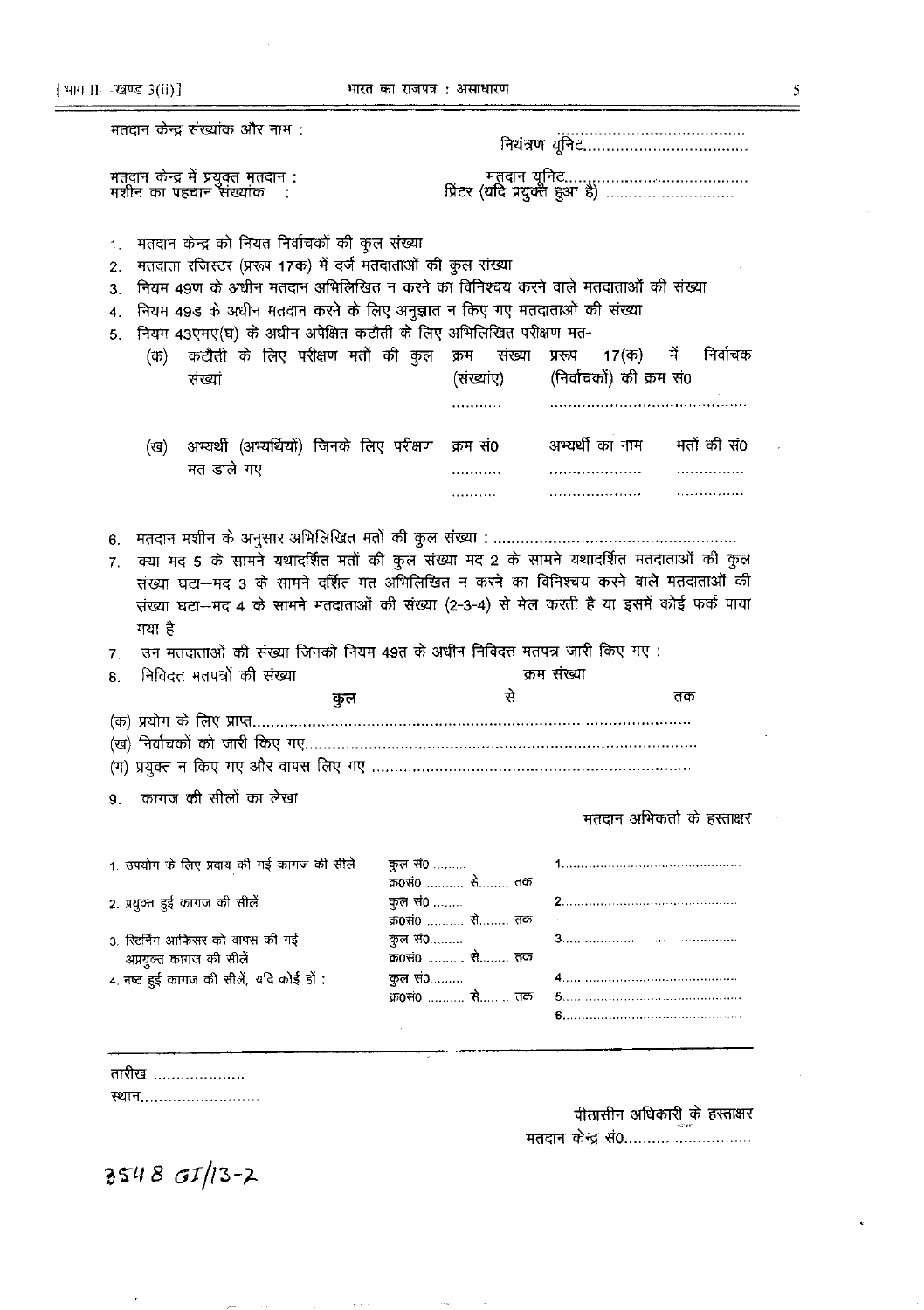मतदान केन्द्र संख्यांक और नाम :

नियंत्रण यूनिट.......................................

मतदान केन्द्र में प्रयुक्त मतदान : मशीन का पहचान संख्यांक :

मतदान यूनिट.......................................
प्रिंटर (यदि प्रयुक्त हुआ है) ............................

1. मतदान केन्द्र को नियत निर्वाचकों की कुल संख्या
2. मतदाता रजिस्टर (प्ररूप 17क) में दर्ज मतदाताओं की कुल संख्या
3. नियम 49ण के अधीन मतदान अभिलिखित न करने का विनिश्चय करने वाले मतदाताओं की संख्या
4. नियम 49ड के अधीन मतदान करने के लिए अनुज्ञात न किए गए मतदाताओं की संख्या
5. नियम 43एमए(घ) के अधीन अपेक्षित कटौती के लिए अभिलिखित परीक्षण मत-

| | क्रम संख्या (संख्यांए) | प्ररूप 17(क) में निर्वाचक (निर्वाचकों) की क्रम सं0 | |
|---|---|---|---|
| (क) कटौती के लिए परीक्षण मतों की कुल संख्यां | .......... | .......................................... | |
| (ख) अभ्यर्थी (अभ्यर्थियों) जिनके लिए परीक्षण मत डाले गए | क्रम सं0 | अभ्यर्थी का नाम | मतों की सं0 |
| | .......... | ..................... | ............... |
| | .......... | ..................... | ............... |

6. मतदान मशीन के अनुसार अभिलिखित मतों की कुल संख्या : ....................................................
7. क्या मद 5 के सामने यथादर्शित मतों की कुल संख्या मद 2 के सामने यथादर्शित मतदाताओं की कुल संख्या घटा–मद 3 के सामने दर्शित मत अभिलिखित न करने का विनिश्चय करने वाले मतदाताओं की संख्या घटा–मद 4 के सामने मतदाताओं की संख्या (2-3-4) से मेल करती है या इसमें कोई फर्क पाया गया है
7. उन मतदाताओं की संख्या जिनको नियम 49त के अधीन निविदत्त मतपत्र जारी किए गए :
8. निविदत्त मतपत्रों की संख्या

| | कुल | क्रम संख्या से | तक |
|---|---|---|---|
| (क) प्रयोग के लिए प्राप्त................ | | | |
| (ख) निर्वाचकों को जारी किए गए................ | | | |
| (ग) प्रयुक्त न किए गए और वापस लिए गए ................ | | | |

9. कागज की सीलों का लेखा

मतदान अभिकर्ता के हस्ताक्षर

| | | |
|---|---|---|
| 1. उपयोग के लिए प्रदाय की गई कागज की सीलें | कुल सं0.......... क्र0सं0 .......... से........ तक | 1.............................................. |
| 2. प्रयुक्त हुई कागज की सीलें | कुल सं0......... क्र0सं0 .......... से........ तक | 2.............................................. |
| 3. रिटर्निंग आफिसर को वापस की गई अप्रयुक्त कागज की सीलें | कुल सं0......... क्र0सं0 .......... से........ तक | 3.............................................. |
| 4. नष्ट हुई कागज की सीलें, यदि कोई हों : | कुल सं0......... क्र0सं0 .......... से........ तक | 4.............................................. |
| | | 5.............................................. |
| | | 6.............................................. |

तारीख ...................

स्थान.........................

पीठासीन अधिकारी के हस्ताक्षर

मतदान केन्द्र सं0............................

3548 GI/13-2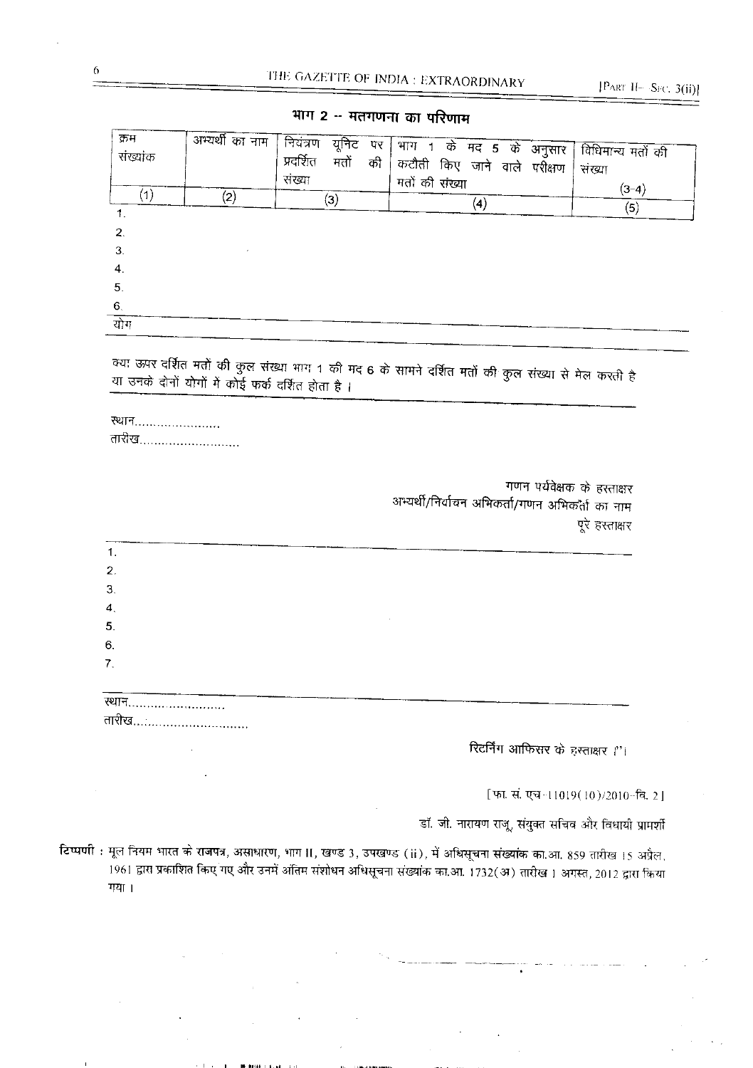## भाग 2 -- मतगणना का परिणाम

| क्रम संख्यांक | अभ्यर्थी का नाम | नियंत्रण यूनिट पर प्रदर्शित मतों की संख्या | भाग 1 के मद 5 के अनुसार कटौती किए जाने वाले परीक्षण मतों की संख्या | विधिमान्य मतों की संख्या (3-4) |
|---|---|---|---|---|
| (1) | (2) | (3) | (4) | (5) |
| 1. | | | | |
| 2. | | | | |
| 3. | | | | |
| 4. | | | | |
| 5. | | | | |
| 6. | | | | |
| योग | | | | |

क्या ऊपर दर्शित मतों की कुल संख्या भाग 1 की मद 6 के सामने दर्शित मतों की कुल संख्या से मेल करती है या उनके दोनों योगों में कोई फर्क दर्शित होता है ।

स्थान.......................

तारीख..........................

गणन पर्यवेक्षक के हस्ताक्षर

अभ्यर्थी/निर्वाचन अभिकर्ता/गणन अभिकर्ता का नाम

पूरे हस्ताक्षर

1.

2.

3.

4.

5.

6.

7.

स्थान.........................

तारीख...............................

रिटर्निंग आफिसर के हस्ताक्षर ।"।

[फा. सं. एच-11019(10)/2010-वि. 2]

डॉ. जी. नारायण राजू, संयुक्त सचिव और विधायी प्रामर्शी

**टिप्पणी :** मूल नियम भारत के राजपत्र, असाधारण, भाग II, खण्ड 3, उपखण्ड (ii), में अधिसूचना संख्यांक का.आ. 859 तारीख 15 अप्रैल, 1961 द्वारा प्रकाशित किए गए और उनमें अंतिम संशोधन अधिसूचना संख्यांक का.आ. 1732(अ) तारीख 1 अगस्त, 2012 द्वारा किया गया ।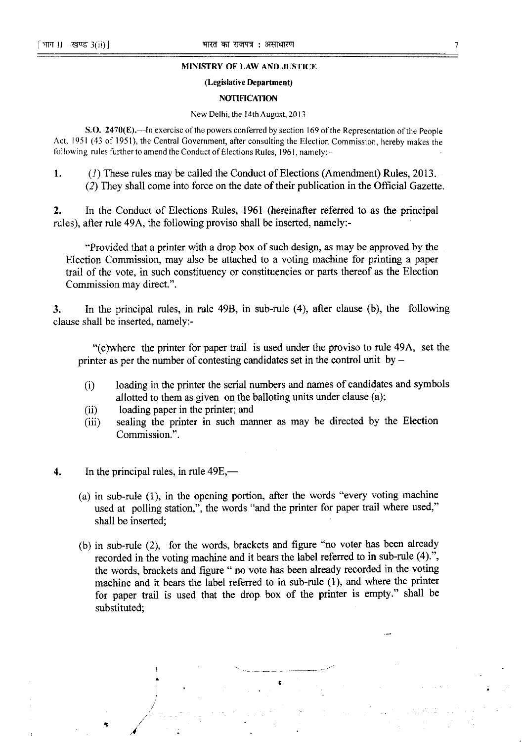**MINISTRY OF LAW AND JUSTICE**

**(Legislative Department)**

**NOTIFICATION**

New Delhi, the 14th August, 2013

**S.O. 2470(E).**—In exercise of the powers conferred by section 169 of the Representation of the People Act, 1951 (43 of 1951), the Central Government, after consulting the Election Commission, hereby makes the following rules further to amend the Conduct of Elections Rules, 1961, namely:—

1. (*1*) These rules may be called the Conduct of Elections (Amendment) Rules, 2013.
   (*2*) They shall come into force on the date of their publication in the Official Gazette.

2. In the Conduct of Elections Rules, 1961 (hereinafter referred to as the principal rules), after rule 49A, the following proviso shall be inserted, namely:-

   "Provided that a printer with a drop box of such design, as may be approved by the Election Commission, may also be attached to a voting machine for printing a paper trail of the vote, in such constituency or constituencies or parts thereof as the Election Commission may direct.".

3. In the principal rules, in rule 49B, in sub-rule (4), after clause (b), the following clause shall be inserted, namely:-

   "(c)where the printer for paper trail is used under the proviso to rule 49A, set the printer as per the number of contesting candidates set in the control unit by –

   (i) loading in the printer the serial numbers and names of candidates and symbols allotted to them as given on the balloting units under clause (a);
   (ii) loading paper in the printer; and
   (iii) sealing the printer in such manner as may be directed by the Election Commission.".

4. In the principal rules, in rule 49E,—

   (a) in sub-rule (1), in the opening portion, after the words "every voting machine used at polling station,", the words "and the printer for paper trail where used," shall be inserted;

   (b) in sub-rule (2), for the words, brackets and figure "no voter has been already recorded in the voting machine and it bears the label referred to in sub-rule (4).", the words, brackets and figure " no vote has been already recorded in the voting machine and it bears the label referred to in sub-rule (1), and where the printer for paper trail is used that the drop box of the printer is empty." shall be substituted;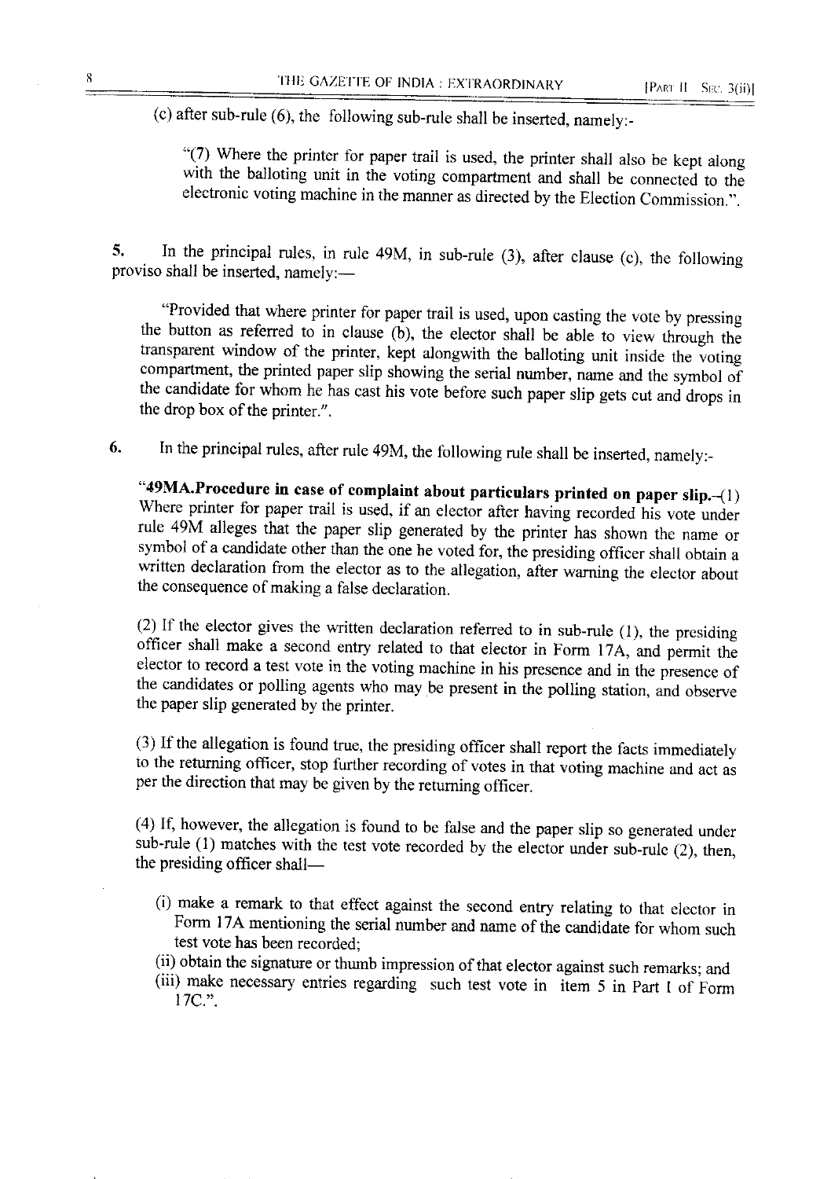(c) after sub-rule (6), the following sub-rule shall be inserted, namely:-

"(7) Where the printer for paper trail is used, the printer shall also be kept along with the balloting unit in the voting compartment and shall be connected to the electronic voting machine in the manner as directed by the Election Commission.".

5. In the principal rules, in rule 49M, in sub-rule (3), after clause (c), the following proviso shall be inserted, namely:—

"Provided that where printer for paper trail is used, upon casting the vote by pressing the button as referred to in clause (b), the elector shall be able to view through the transparent window of the printer, kept alongwith the balloting unit inside the voting compartment, the printed paper slip showing the serial number, name and the symbol of the candidate for whom he has cast his vote before such paper slip gets cut and drops in the drop box of the printer.".

6. In the principal rules, after rule 49M, the following rule shall be inserted, namely:-

"**49MA.Procedure in case of complaint about particulars printed on paper slip.**—(1) Where printer for paper trail is used, if an elector after having recorded his vote under rule 49M alleges that the paper slip generated by the printer has shown the name or symbol of a candidate other than the one he voted for, the presiding officer shall obtain a written declaration from the elector as to the allegation, after warning the elector about the consequence of making a false declaration.

(2) If the elector gives the written declaration referred to in sub-rule (1), the presiding officer shall make a second entry related to that elector in Form 17A, and permit the elector to record a test vote in the voting machine in his presence and in the presence of the candidates or polling agents who may be present in the polling station, and observe the paper slip generated by the printer.

(3) If the allegation is found true, the presiding officer shall report the facts immediately to the returning officer, stop further recording of votes in that voting machine and act as per the direction that may be given by the returning officer.

(4) If, however, the allegation is found to be false and the paper slip so generated under sub-rule (1) matches with the test vote recorded by the elector under sub-rule (2), then, the presiding officer shall—

(i) make a remark to that effect against the second entry relating to that elector in Form 17A mentioning the serial number and name of the candidate for whom such test vote has been recorded;

(ii) obtain the signature or thumb impression of that elector against such remarks; and

(iii) make necessary entries regarding such test vote in item 5 in Part I of Form 17C.".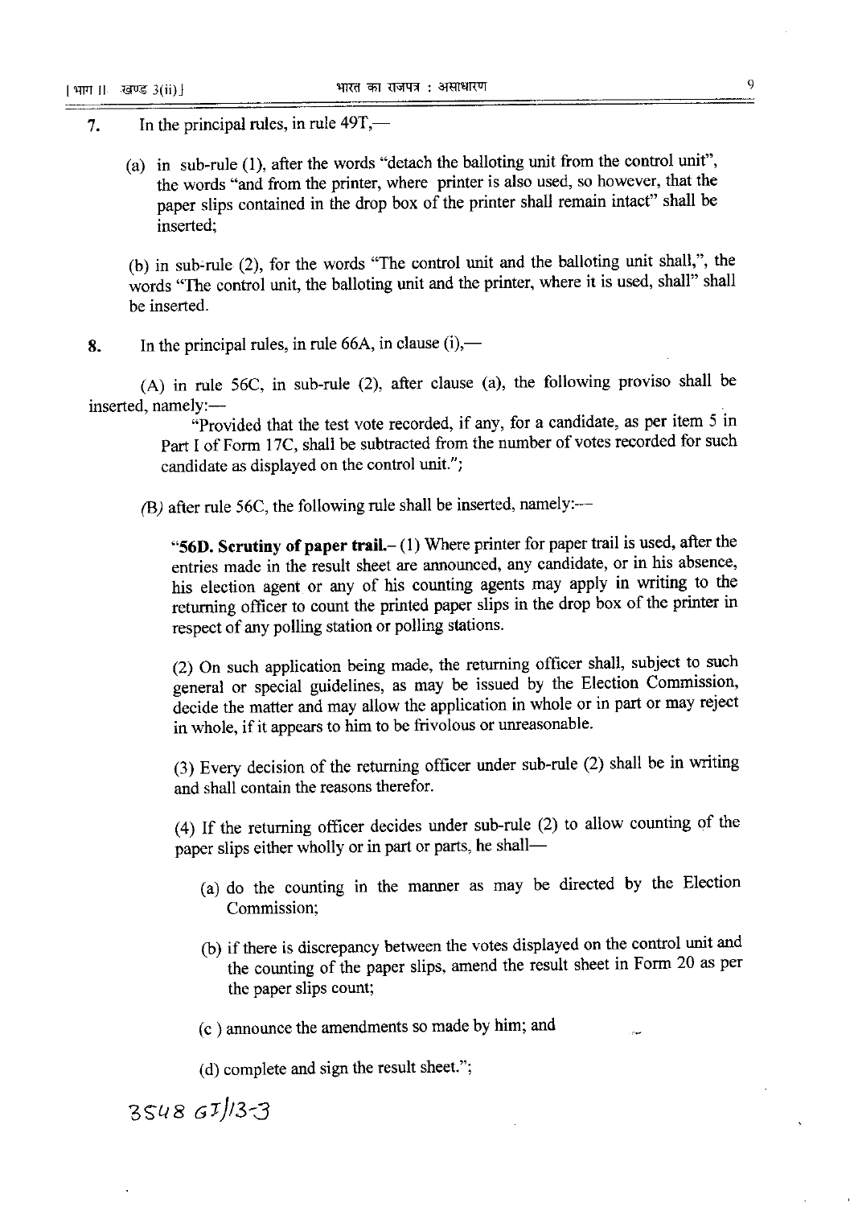7. In the principal rules, in rule 49T,—

   (a) in sub-rule (1), after the words "detach the balloting unit from the control unit", the words "and from the printer, where printer is also used, so however, that the paper slips contained in the drop box of the printer shall remain intact" shall be inserted;

   (b) in sub-rule (2), for the words "The control unit and the balloting unit shall,", the words "The control unit, the balloting unit and the printer, where it is used, shall" shall be inserted.

8. In the principal rules, in rule 66A, in clause (i),—

   (A) in rule 56C, in sub-rule (2), after clause (a), the following proviso shall be inserted, namely:—

   "Provided that the test vote recorded, if any, for a candidate, as per item 5 in Part I of Form 17C, shall be subtracted from the number of votes recorded for such candidate as displayed on the control unit.";

   (B) after rule 56C, the following rule shall be inserted, namely:—

   "**56D. Scrutiny of paper trail.**– (1) Where printer for paper trail is used, after the entries made in the result sheet are announced, any candidate, or in his absence, his election agent or any of his counting agents may apply in writing to the returning officer to count the printed paper slips in the drop box of the printer in respect of any polling station or polling stations.

   (2) On such application being made, the returning officer shall, subject to such general or special guidelines, as may be issued by the Election Commission, decide the matter and may allow the application in whole or in part or may reject in whole, if it appears to him to be frivolous or unreasonable.

   (3) Every decision of the returning officer under sub-rule (2) shall be in writing and shall contain the reasons therefor.

   (4) If the returning officer decides under sub-rule (2) to allow counting of the paper slips either wholly or in part or parts, he shall—

   (a) do the counting in the manner as may be directed by the Election Commission;

   (b) if there is discrepancy between the votes displayed on the control unit and the counting of the paper slips, amend the result sheet in Form 20 as per the paper slips count;

   (c) announce the amendments so made by him; and

   (d) complete and sign the result sheet.";

3548 GI/13-3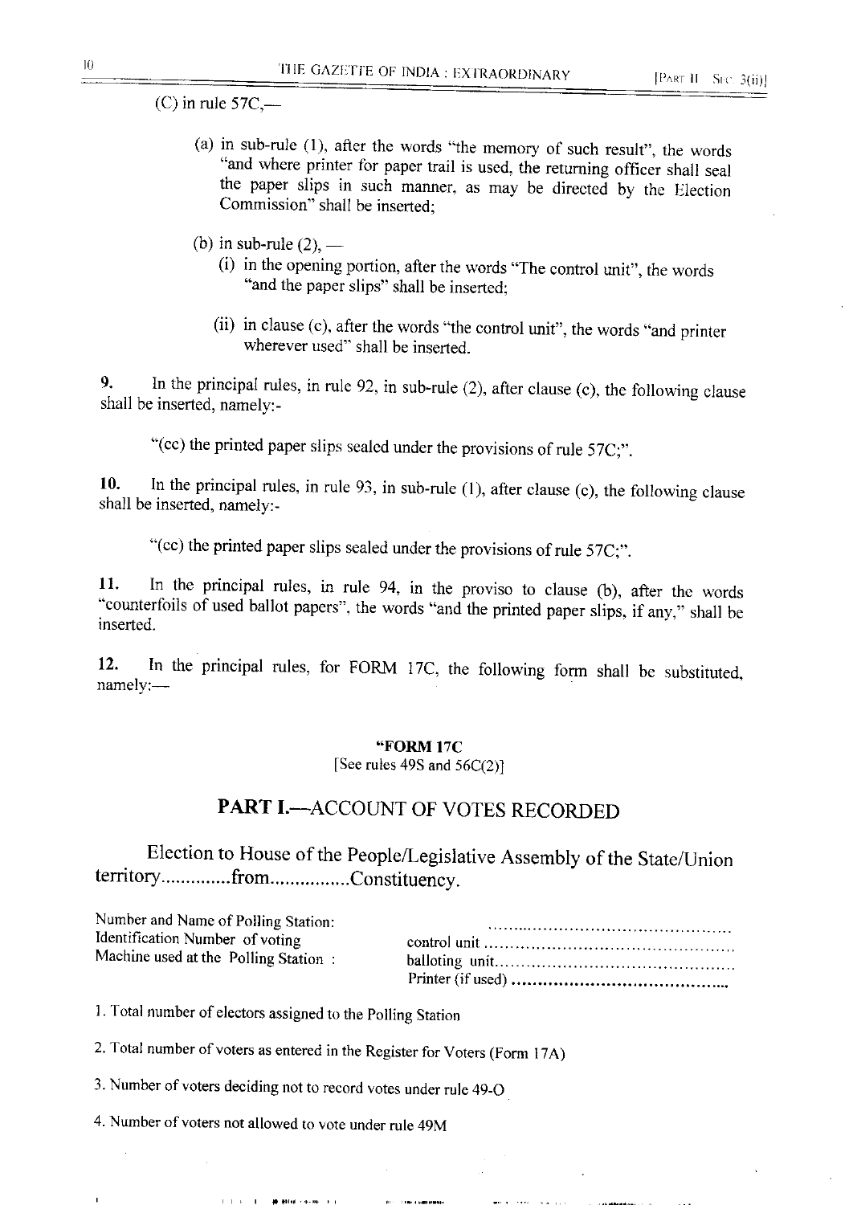(C) in rule 57C,—

(a) in sub-rule (1), after the words "the memory of such result", the words "and where printer for paper trail is used, the returning officer shall seal the paper slips in such manner, as may be directed by the Election Commission" shall be inserted;

(b) in sub-rule (2), —

(i) in the opening portion, after the words "The control unit", the words "and the paper slips" shall be inserted;

(ii) in clause (c), after the words "the control unit", the words "and printer wherever used" shall be inserted.

**9.** In the principal rules, in rule 92, in sub-rule (2), after clause (c), the following clause shall be inserted, namely:-

"(cc) the printed paper slips sealed under the provisions of rule 57C;".

**10.** In the principal rules, in rule 93, in sub-rule (1), after clause (c), the following clause shall be inserted, namely:-

"(cc) the printed paper slips sealed under the provisions of rule 57C;".

**11.** In the principal rules, in rule 94, in the proviso to clause (b), after the words "counterfoils of used ballot papers", the words "and the printed paper slips, if any," shall be inserted.

**12.** In the principal rules, for FORM 17C, the following form shall be substituted, namely:—

**"FORM 17C**

[See rules 49S and 56C(2)]

## PART I.—ACCOUNT OF VOTES RECORDED

Election to House of the People/Legislative Assembly of the State/Union territory.............from................Constituency.

Number and Name of Polling Station: ..............................................

Identification Number of voting Machine used at the Polling Station : control unit ..............................................
balloting unit..............................................
Printer (if used) ..............................................

1. Total number of electors assigned to the Polling Station

2. Total number of voters as entered in the Register for Voters (Form 17A)

3. Number of voters deciding not to record votes under rule 49-O

4. Number of voters not allowed to vote under rule 49M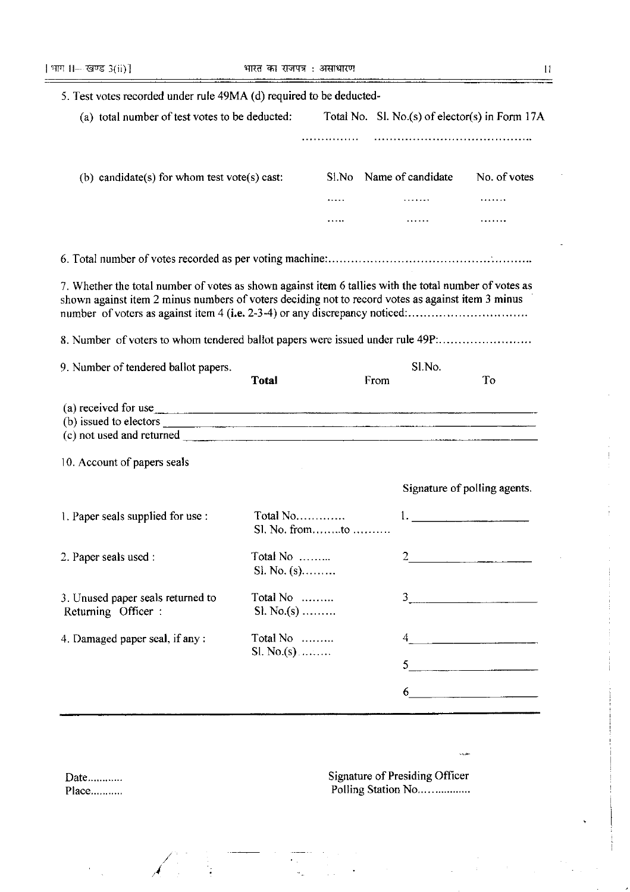5. Test votes recorded under rule 49MA (d) required to be deducted-

(a) total number of test votes to be deducted: Total No. Sl. No.(s) of elector(s) in Form 17A

…………… ……………………………………

(b) candidate(s) for whom test vote(s) cast:

| Sl.No | Name of candidate | No. of votes |
|---|---|---|
| ….. | ……. | ……. |
| ….. | …… | ……. |

6. Total number of votes recorded as per voting machine:……………………………………………

7. Whether the total number of votes as shown against item 6 tallies with the total number of votes as shown against item 2 minus numbers of voters deciding not to record votes as against item 3 minus number of voters as against item 4 (**i.e.** 2-3-4) or any discrepancy noticed:…………………………

8. Number of voters to whom tendered ballot papers were issued under rule 49P:……………………

9. Number of tendered ballot papers.

| | Total | Sl.No. From | To |
|---|---|---|---|
| (a) received for use | | | |
| (b) issued to electors | | | |
| (c) not used and returned | | | |

10. Account of papers seals

| | | Signature of polling agents. |
|---|---|---|
| 1. Paper seals supplied for use : | Total No…………<br>Sl. No. from……..to ………. | 1. ____________ |
| 2. Paper seals used : | Total No ……...<br>Sl. No. (s)……… | 2 ____________ |
| 3. Unused paper seals returned to Returning Officer : | Total No ………<br>Sl. No.(s) ……… | 3 ____________ |
| 4. Damaged paper seal, if any : | Total No ………<br>Sl. No.(s) …….. | 4 ____________ |
| | | 5 ____________ |
| | | 6 ____________ |

Date…………

Place………..

Signature of Presiding Officer

Polling Station No……………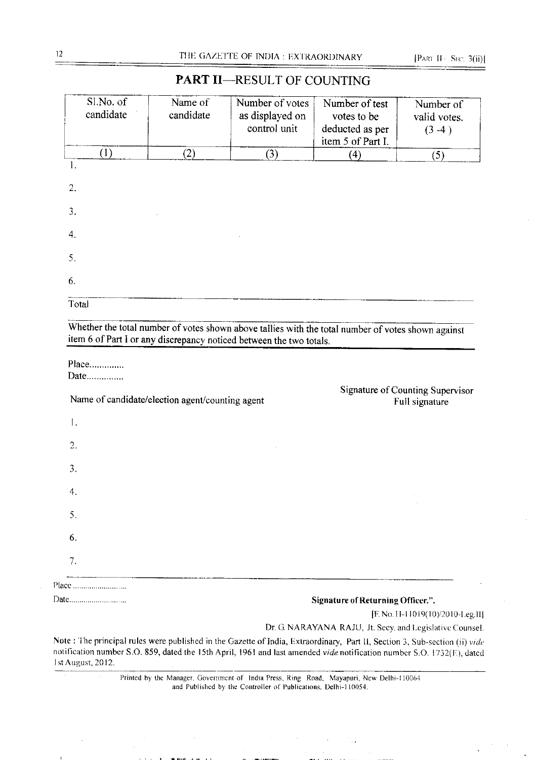## PART II—RESULT OF COUNTING

| Sl.No. of candidate | Name of candidate | Number of votes as displayed on control unit | Number of test votes to be deducted as per item 5 of Part I. | Number of valid votes. (3 -4 ) |
|---|---|---|---|---|
| (1) | (2) | (3) | (4) | (5) |
| 1. | | | | |
| 2. | | | | |
| 3. | | | | |
| 4. | | | | |
| 5. | | | | |
| 6. | | | | |
| Total | | | | |

Whether the total number of votes shown above tallies with the total number of votes shown against item 6 of Part I or any discrepancy noticed between the two totals.

Place..............

Date...............

Name of candidate/election agent/counting agent

Signature of Counting Supervisor
Full signature

1.

2.

3.

4.

5.

6.

7.

Place ..........................

Date............................

**Signature of Returning Officer.".**

[F. No. H-11019(10)/2010-Leg.II]

Dr. G. NARAYANA RAJU, Jt. Secy. and Legislative Counsel.

Note : The principal rules were published in the Gazette of India, Extraordinary, Part II, Section 3, Sub-section (ii) *vide* notification number S.O. 859, dated the 15th April, 1961 and last amended *vide* notification number S.O. 1732(E), dated 1st August, 2012.

Printed by the Manager, Government of India Press, Ring Road, Mayapuri, New Delhi-110064 and Published by the Controller of Publications, Delhi-110054.